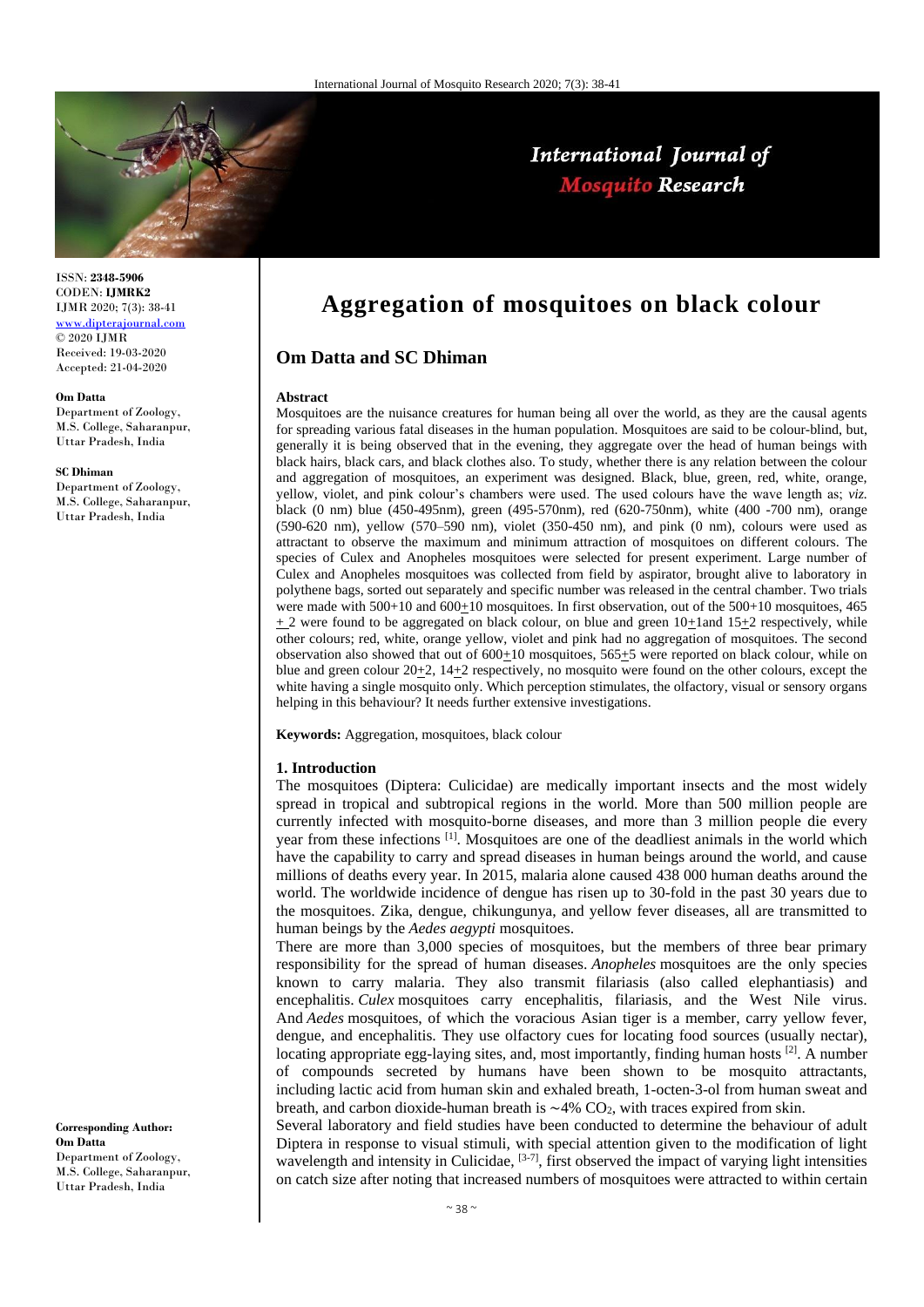# Aggregation of mosquitoes on black colour

## Om Datta and SC Dhiman

ISSN: **2348-5906**
CODEN: **IJMRK2**
IJMR 2020; 7(3): 38-41
www.dipterajournal.com
© 2020 IJMR
Received: 19-03-2020
Accepted: 21-04-2020

**Om Datta**
Department of Zoology, M.S. College, Saharanpur, Uttar Pradesh, India

**SC Dhiman**
Department of Zoology, M.S. College, Saharanpur, Uttar Pradesh, India

**Corresponding Author:**
**Om Datta**
Department of Zoology, M.S. College, Saharanpur, Uttar Pradesh, India

### Abstract

Mosquitoes are the nuisance creatures for human being all over the world, as they are the causal agents for spreading various fatal diseases in the human population. Mosquitoes are said to be colour-blind, but, generally it is being observed that in the evening, they aggregate over the head of human beings with black hairs, black cars, and black clothes also. To study, whether there is any relation between the colour and aggregation of mosquitoes, an experiment was designed. Black, blue, green, red, white, orange, yellow, violet, and pink colour's chambers were used. The used colours have the wave length as; *viz.* black (0 nm) blue (450-495nm), green (495-570nm), red (620-750nm), white (400 -700 nm), orange (590-620 nm), yellow (570–590 nm), violet (350-450 nm), and pink (0 nm), colours were used as attractant to observe the maximum and minimum attraction of mosquitoes on different colours. The species of Culex and Anopheles mosquitoes were selected for present experiment. Large number of Culex and Anopheles mosquitoes was collected from field by aspirator, brought alive to laboratory in polythene bags, sorted out separately and specific number was released in the central chamber. Two trials were made with 500+10 and 600±10 mosquitoes. In first observation, out of the 500+10 mosquitoes, 465 ± 2 were found to be aggregated on black colour, on blue and green 10±1and 15±2 respectively, while other colours; red, white, orange yellow, violet and pink had no aggregation of mosquitoes. The second observation also showed that out of 600±10 mosquitoes, 565±5 were reported on black colour, while on blue and green colour 20±2, 14±2 respectively, no mosquito were found on the other colours, except the white having a single mosquito only. Which perception stimulates, the olfactory, visual or sensory organs helping in this behaviour? It needs further extensive investigations.

**Keywords:** Aggregation, mosquitoes, black colour

### 1. Introduction

The mosquitoes (Diptera: Culicidae) are medically important insects and the most widely spread in tropical and subtropical regions in the world. More than 500 million people are currently infected with mosquito-borne diseases, and more than 3 million people die every year from these infections [1]. Mosquitoes are one of the deadliest animals in the world which have the capability to carry and spread diseases in human beings around the world, and cause millions of deaths every year. In 2015, malaria alone caused 438 000 human deaths around the world. The worldwide incidence of dengue has risen up to 30-fold in the past 30 years due to the mosquitoes. Zika, dengue, chikungunya, and yellow fever diseases, all are transmitted to human beings by the *Aedes aegypti* mosquitoes.

There are more than 3,000 species of mosquitoes, but the members of three bear primary responsibility for the spread of human diseases. *Anopheles* mosquitoes are the only species known to carry malaria. They also transmit filariasis (also called elephantiasis) and encephalitis. *Culex* mosquitoes carry encephalitis, filariasis, and the West Nile virus. And *Aedes* mosquitoes, of which the voracious Asian tiger is a member, carry yellow fever, dengue, and encephalitis. They use olfactory cues for locating food sources (usually nectar), locating appropriate egg-laying sites, and, most importantly, finding human hosts [2]. A number of compounds secreted by humans have been shown to be mosquito attractants, including lactic acid from human skin and exhaled breath, 1-octen-3-ol from human sweat and breath, and carbon dioxide-human breath is ∼4% $CO_2$, with traces expired from skin.

Several laboratory and field studies have been conducted to determine the behaviour of adult Diptera in response to visual stimuli, with special attention given to the modification of light wavelength and intensity in Culicidae, [3-7], first observed the impact of varying light intensities on catch size after noting that increased numbers of mosquitoes were attracted to within certain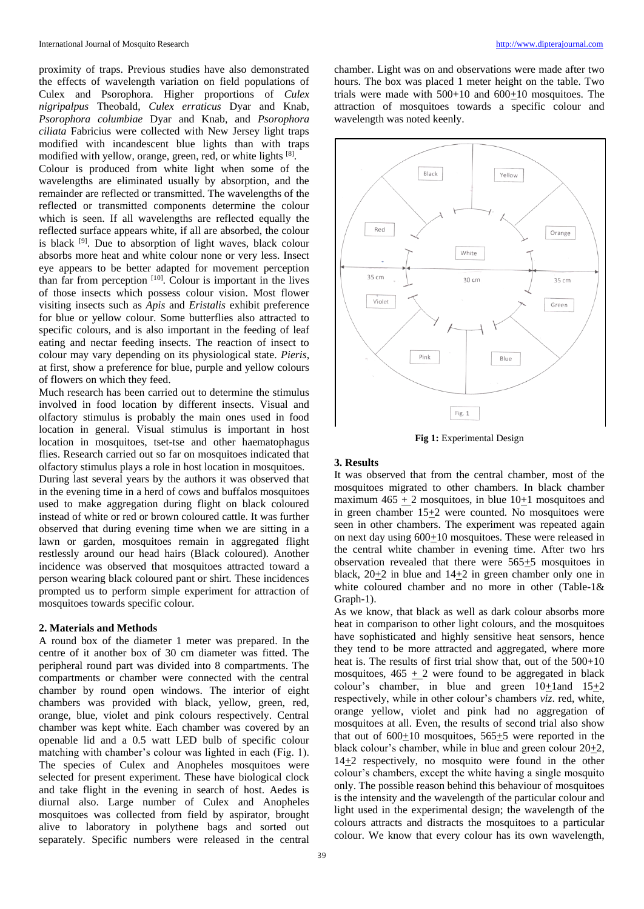proximity of traps. Previous studies have also demonstrated the effects of wavelength variation on field populations of Culex and Psorophora. Higher proportions of *Culex nigripalpus* Theobald, *Culex erraticus* Dyar and Knab, *Psorophora columbiae* Dyar and Knab, and *Psorophora ciliata* Fabricius were collected with New Jersey light traps modified with incandescent blue lights than with traps modified with yellow, orange, green, red, or white lights [8].

Colour is produced from white light when some of the wavelengths are eliminated usually by absorption, and the remainder are reflected or transmitted. The wavelengths of the reflected or transmitted components determine the colour which is seen. If all wavelengths are reflected equally the reflected surface appears white, if all are absorbed, the colour is black [9]. Due to absorption of light waves, black colour absorbs more heat and white colour none or very less. Insect eye appears to be better adapted for movement perception than far from perception [10]. Colour is important in the lives of those insects which possess colour vision. Most flower visiting insects such as *Apis* and *Eristalis* exhibit preference for blue or yellow colour. Some butterflies also attracted to specific colours, and is also important in the feeding of leaf eating and nectar feeding insects. The reaction of insect to colour may vary depending on its physiological state. *Pieris*, at first, show a preference for blue, purple and yellow colours of flowers on which they feed.

Much research has been carried out to determine the stimulus involved in food location by different insects. Visual and olfactory stimulus is probably the main ones used in food location in general. Visual stimulus is important in host location in mosquitoes, tset-tse and other haematophagus flies. Research carried out so far on mosquitoes indicated that olfactory stimulus plays a role in host location in mosquitoes.

During last several years by the authors it was observed that in the evening time in a herd of cows and buffalos mosquitoes used to make aggregation during flight on black coloured instead of white or red or brown coloured cattle. It was further observed that during evening time when we are sitting in a lawn or garden, mosquitoes remain in aggregated flight restlessly around our head hairs (Black coloured). Another incidence was observed that mosquitoes attracted toward a person wearing black coloured pant or shirt. These incidences prompted us to perform simple experiment for attraction of mosquitoes towards specific colour.

## 2. Materials and Methods

A round box of the diameter 1 meter was prepared. In the centre of it another box of 30 cm diameter was fitted. The peripheral round part was divided into 8 compartments. The compartments or chamber were connected with the central chamber by round open windows. The interior of eight chambers was provided with black, yellow, green, red, orange, blue, violet and pink colours respectively. Central chamber was kept white. Each chamber was covered by an openable lid and a 0.5 watt LED bulb of specific colour matching with chamber's colour was lighted in each (Fig. 1). The species of Culex and Anopheles mosquitoes were selected for present experiment. These have biological clock and take flight in the evening in search of host. Aedes is diurnal also. Large number of Culex and Anopheles mosquitoes was collected from field by aspirator, brought alive to laboratory in polythene bags and sorted out separately. Specific numbers were released in the central chamber. Light was on and observations were made after two hours. The box was placed 1 meter height on the table. Two trials were made with 500+10 and 600±10 mosquitoes. The attraction of mosquitoes towards a specific colour and wavelength was noted keenly.

**Fig 1:** Experimental Design

## 3. Results

It was observed that from the central chamber, most of the mosquitoes migrated to other chambers. In black chamber maximum 465 ± 2 mosquitoes, in blue 10±1 mosquitoes and in green chamber 15±2 were counted. No mosquitoes were seen in other chambers. The experiment was repeated again on next day using 600±10 mosquitoes. These were released in the central white chamber in evening time. After two hrs observation revealed that there were 565±5 mosquitoes in black, 20±2 in blue and 14±2 in green chamber only one in white coloured chamber and no more in other (Table-1& Graph-1).

As we know, that black as well as dark colour absorbs more heat in comparison to other light colours, and the mosquitoes have sophisticated and highly sensitive heat sensors, hence they tend to be more attracted and aggregated, where more heat is. The results of first trial show that, out of the 500+10 mosquitoes, 465 ± 2 were found to be aggregated in black colour's chamber, in blue and green 10±1and 15±2 respectively, while in other colour's chambers *viz*. red, white, orange yellow, violet and pink had no aggregation of mosquitoes at all. Even, the results of second trial also show that out of 600±10 mosquitoes, 565±5 were reported in the black colour's chamber, while in blue and green colour 20±2, 14±2 respectively, no mosquito were found in the other colour's chambers, except the white having a single mosquito only. The possible reason behind this behaviour of mosquitoes is the intensity and the wavelength of the particular colour and light used in the experimental design; the wavelength of the colours attracts and distracts the mosquitoes to a particular colour. We know that every colour has its own wavelength,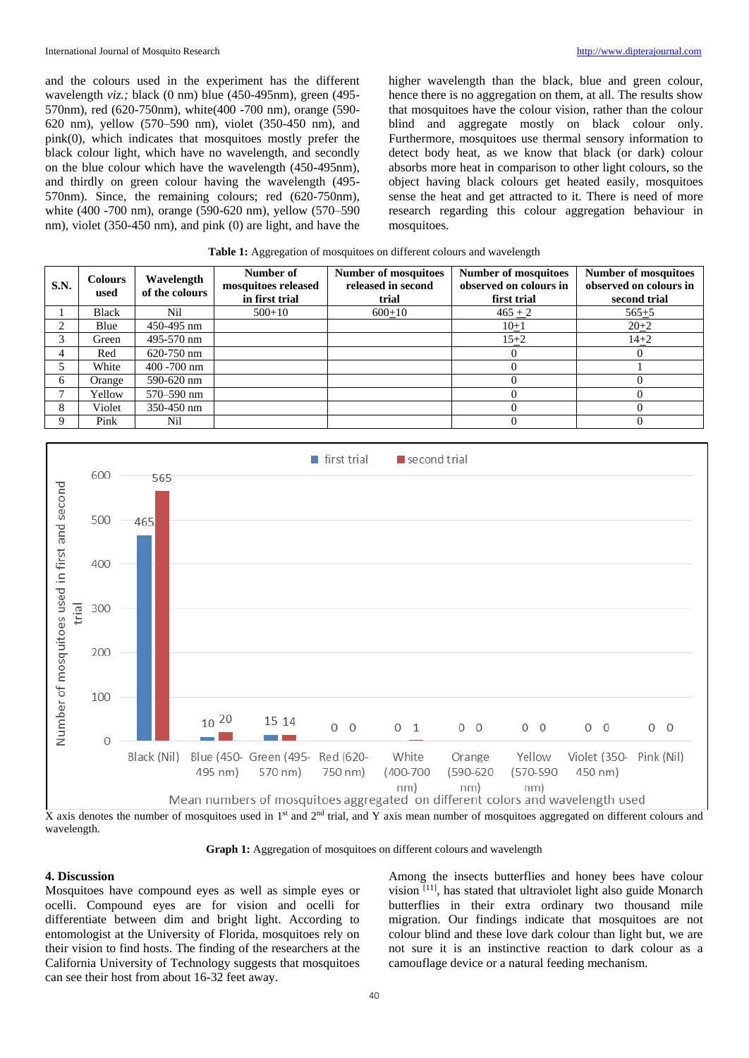and the colours used in the experiment has the different wavelength *viz.;* black (0 nm) blue (450-495nm), green (495-570nm), red (620-750nm), white(400 -700 nm), orange (590-620 nm), yellow (570–590 nm), violet (350-450 nm), and pink(0), which indicates that mosquitoes mostly prefer the black colour light, which have no wavelength, and secondly on the blue colour which have the wavelength (450-495nm), and thirdly on green colour having the wavelength (495-570nm). Since, the remaining colours; red (620-750nm), white (400 -700 nm), orange (590-620 nm), yellow (570–590 nm), violet (350-450 nm), and pink (0) are light, and have the higher wavelength than the black, blue and green colour, hence there is no aggregation on them, at all. The results show that mosquitoes have the colour vision, rather than the colour blind and aggregate mostly on black colour only. Furthermore, mosquitoes use thermal sensory information to detect body heat, as we know that black (or dark) colour absorbs more heat in comparison to other light colours, so the object having black colours get heated easily, mosquitoes sense the heat and get attracted to it. There is need of more research regarding this colour aggregation behaviour in mosquitoes.

**Table 1:** Aggregation of mosquitoes on different colours and wavelength

| S.N. | Colours used | Wavelength of the colours | Number of mosquitoes released in first trial | Number of mosquitoes released in second trial | Number of mosquitoes observed on colours in first trial | Number of mosquitoes observed on colours in second trial |
|---|---|---|---|---|---|---|
| 1 | Black | Nil | 500+10 | 600+10 | 465 + 2 | 565+5 |
| 2 | Blue | 450-495 nm | | | 10+1 | 20+2 |
| 3 | Green | 495-570 nm | | | 15+2 | 14+2 |
| 4 | Red | 620-750 nm | | | 0 | 0 |
| 5 | White | 400 -700 nm | | | 0 | 1 |
| 6 | Orange | 590-620 nm | | | 0 | 0 |
| 7 | Yellow | 570–590 nm | | | 0 | 0 |
| 8 | Violet | 350-450 nm | | | 0 | 0 |
| 9 | Pink | Nil | | | 0 | 0 |

X axis denotes the number of mosquitoes used in 1st and 2nd trial, and Y axis mean number of mosquitoes aggregated on different colours and wavelength.

**Graph 1:** Aggregation of mosquitoes on different colours and wavelength

## 4. Discussion

Mosquitoes have compound eyes as well as simple eyes or ocelli. Compound eyes are for vision and ocelli for differentiate between dim and bright light. According to entomologist at the University of Florida, mosquitoes rely on their vision to find hosts. The finding of the researchers at the California University of Technology suggests that mosquitoes can see their host from about 16-32 feet away.

Among the insects butterflies and honey bees have colour vision [11], has stated that ultraviolet light also guide Monarch butterflies in their extra ordinary two thousand mile migration. Our findings indicate that mosquitoes are not colour blind and these love dark colour than light but, we are not sure it is an instinctive reaction to dark colour as a camouflage device or a natural feeding mechanism.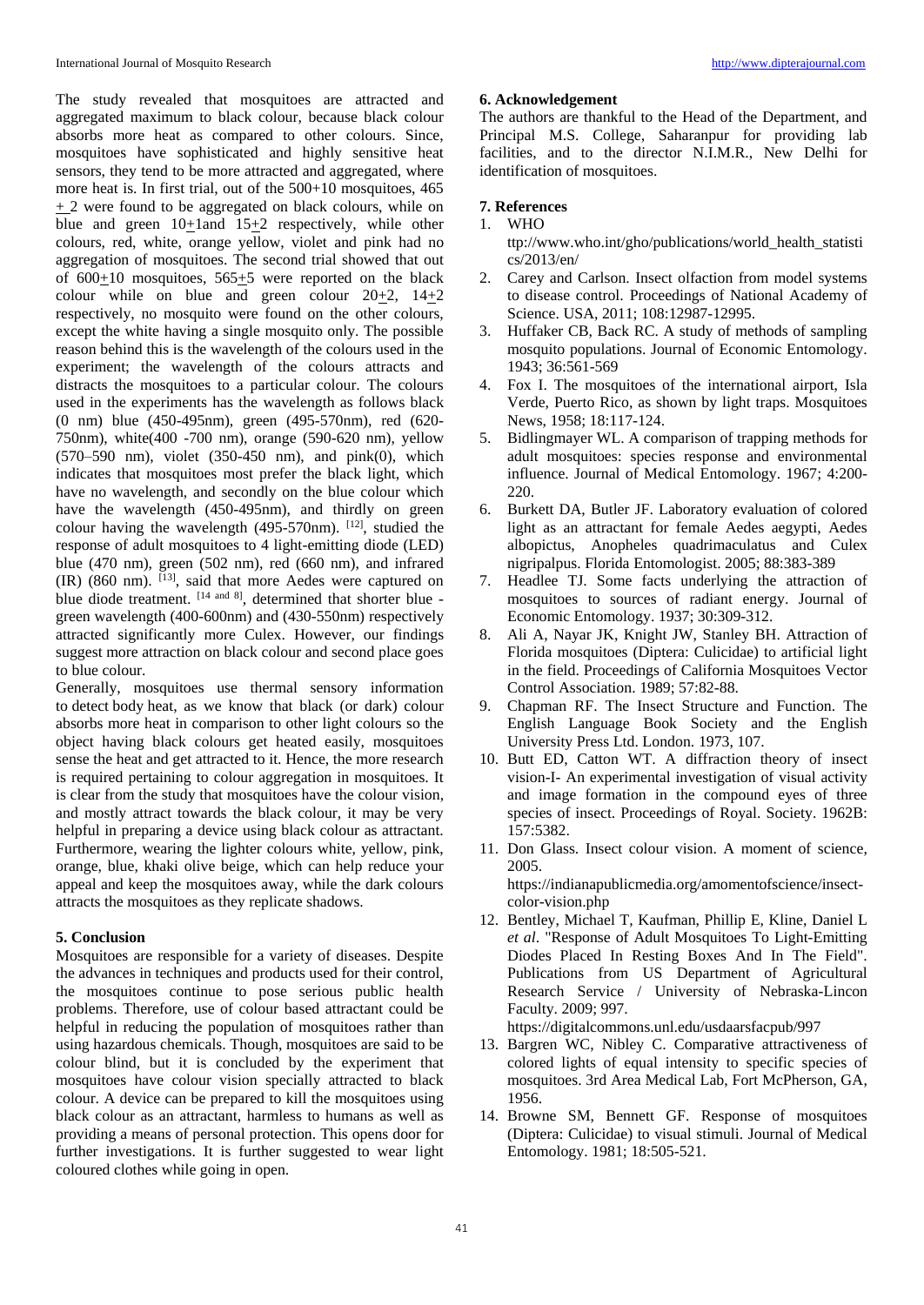The study revealed that mosquitoes are attracted and aggregated maximum to black colour, because black colour absorbs more heat as compared to other colours. Since, mosquitoes have sophisticated and highly sensitive heat sensors, they tend to be more attracted and aggregated, where more heat is. In first trial, out of the 500+10 mosquitoes, 465 + 2 were found to be aggregated on black colours, while on blue and green 10+1and 15+2 respectively, while other colours, red, white, orange yellow, violet and pink had no aggregation of mosquitoes. The second trial showed that out of 600+10 mosquitoes, 565+5 were reported on the black colour while on blue and green colour 20+2, 14+2 respectively, no mosquito were found on the other colours, except the white having a single mosquito only. The possible reason behind this is the wavelength of the colours used in the experiment; the wavelength of the colours attracts and distracts the mosquitoes to a particular colour. The colours used in the experiments has the wavelength as follows black (0 nm) blue (450-495nm), green (495-570nm), red (620-750nm), white(400 -700 nm), orange (590-620 nm), yellow (570–590 nm), violet (350-450 nm), and pink(0), which indicates that mosquitoes most prefer the black light, which have no wavelength, and secondly on the blue colour which have the wavelength (450-495nm), and thirdly on green colour having the wavelength (495-570nm). [12], studied the response of adult mosquitoes to 4 light-emitting diode (LED) blue (470 nm), green (502 nm), red (660 nm), and infrared (IR) (860 nm). [13], said that more Aedes were captured on blue diode treatment. [14 and 8], determined that shorter blue - green wavelength (400-600nm) and (430-550nm) respectively attracted significantly more Culex. However, our findings suggest more attraction on black colour and second place goes to blue colour.

Generally, mosquitoes use thermal sensory information to detect body heat, as we know that black (or dark) colour absorbs more heat in comparison to other light colours so the object having black colours get heated easily, mosquitoes sense the heat and get attracted to it. Hence, the more research is required pertaining to colour aggregation in mosquitoes. It is clear from the study that mosquitoes have the colour vision, and mostly attract towards the black colour, it may be very helpful in preparing a device using black colour as attractant. Furthermore, wearing the lighter colours white, yellow, pink, orange, blue, khaki olive beige, which can help reduce your appeal and keep the mosquitoes away, while the dark colours attracts the mosquitoes as they replicate shadows.

## 5. Conclusion

Mosquitoes are responsible for a variety of diseases. Despite the advances in techniques and products used for their control, the mosquitoes continue to pose serious public health problems. Therefore, use of colour based attractant could be helpful in reducing the population of mosquitoes rather than using hazardous chemicals. Though, mosquitoes are said to be colour blind, but it is concluded by the experiment that mosquitoes have colour vision specially attracted to black colour. A device can be prepared to kill the mosquitoes using black colour as an attractant, harmless to humans as well as providing a means of personal protection. This opens door for further investigations. It is further suggested to wear light coloured clothes while going in open.

## 6. Acknowledgement

The authors are thankful to the Head of the Department, and Principal M.S. College, Saharanpur for providing lab facilities, and to the director N.I.M.R., New Delhi for identification of mosquitoes.

## 7. References

1. WHO ttp://www.who.int/gho/publications/world_health_statistics/2013/en/
2. Carey and Carlson. Insect olfaction from model systems to disease control. Proceedings of National Academy of Science. USA, 2011; 108:12987-12995.
3. Huffaker CB, Back RC. A study of methods of sampling mosquito populations. Journal of Economic Entomology. 1943; 36:561-569
4. Fox I. The mosquitoes of the international airport, Isla Verde, Puerto Rico, as shown by light traps. Mosquitoes News, 1958; 18:117-124.
5. Bidlingmayer WL. A comparison of trapping methods for adult mosquitoes: species response and environmental influence. Journal of Medical Entomology. 1967; 4:200-220.
6. Burkett DA, Butler JF. Laboratory evaluation of colored light as an attractant for female Aedes aegypti, Aedes albopictus, Anopheles quadrimaculatus and Culex nigripalpus. Florida Entomologist. 2005; 88:383-389
7. Headlee TJ. Some facts underlying the attraction of mosquitoes to sources of radiant energy. Journal of Economic Entomology. 1937; 30:309-312.
8. Ali A, Nayar JK, Knight JW, Stanley BH. Attraction of Florida mosquitoes (Diptera: Culicidae) to artificial light in the field. Proceedings of California Mosquitoes Vector Control Association. 1989; 57:82-88.
9. Chapman RF. The Insect Structure and Function. The English Language Book Society and the English University Press Ltd. London. 1973, 107.
10. Butt ED, Catton WT. A diffraction theory of insect vision-I- An experimental investigation of visual activity and image formation in the compound eyes of three species of insect. Proceedings of Royal. Society. 1962B: 157:5382.
11. Don Glass. Insect colour vision. A moment of science, 2005. https://indianapublicmedia.org/amomentofscience/insect-color-vision.php
12. Bentley, Michael T, Kaufman, Phillip E, Kline, Daniel L *et al*. "Response of Adult Mosquitoes To Light-Emitting Diodes Placed In Resting Boxes And In The Field". Publications from US Department of Agricultural Research Service / University of Nebraska-Lincon Faculty. 2009; 997. https://digitalcommons.unl.edu/usdaarsfacpub/997
13. Bargren WC, Nibley C. Comparative attractiveness of colored lights of equal intensity to specific species of mosquitoes. 3rd Area Medical Lab, Fort McPherson, GA, 1956.
14. Browne SM, Bennett GF. Response of mosquitoes (Diptera: Culicidae) to visual stimuli. Journal of Medical Entomology. 1981; 18:505-521.